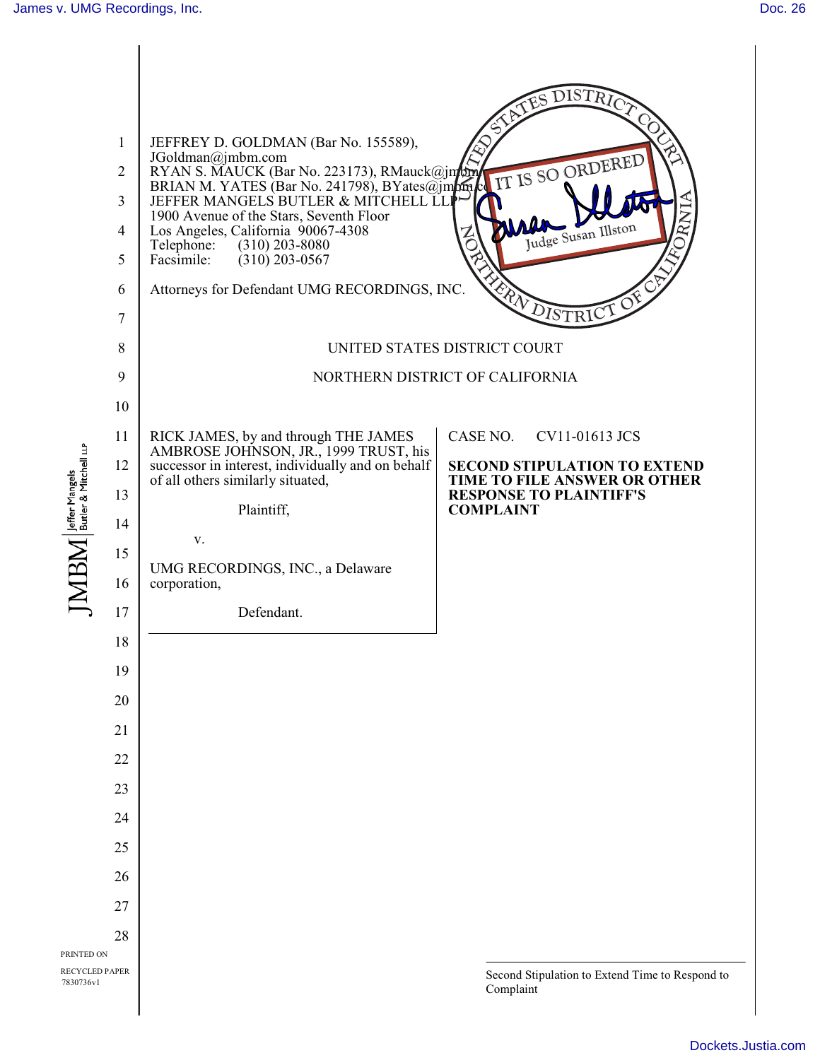JEFFREY D. GOLDMAN (Bar No. 155589),
JGoldman@jmbm.com
RYAN S. MAUCK (Bar No. 223173), RMauck@jmbm.com
BRIAN M. YATES (Bar No. 241798), BYates@jmbm.com
JEFFER MANGELS BUTLER & MITCHELL LLP
1900 Avenue of the Stars, Seventh Floor
Los Angeles, California 90067-4308
Telephone: (310) 203-8080
Facsimile: (310) 203-0567

Attorneys for Defendant UMG RECORDINGS, INC.

IT IS SO ORDERED
Judge Susan Illston

UNITED STATES DISTRICT COURT

NORTHERN DISTRICT OF CALIFORNIA

| | |
|---|---|
| RICK JAMES, by and through THE JAMES AMBROSE JOHNSON, JR., 1999 TRUST, his successor in interest, individually and on behalf of all others similarly situated,<br><br>Plaintiff,<br><br>v.<br><br>UMG RECORDINGS, INC., a Delaware corporation,<br><br>Defendant. | CASE NO. CV11-01613 JCS<br><br>**SECOND STIPULATION TO EXTEND TIME TO FILE ANSWER OR OTHER RESPONSE TO PLAINTIFF'S COMPLAINT** |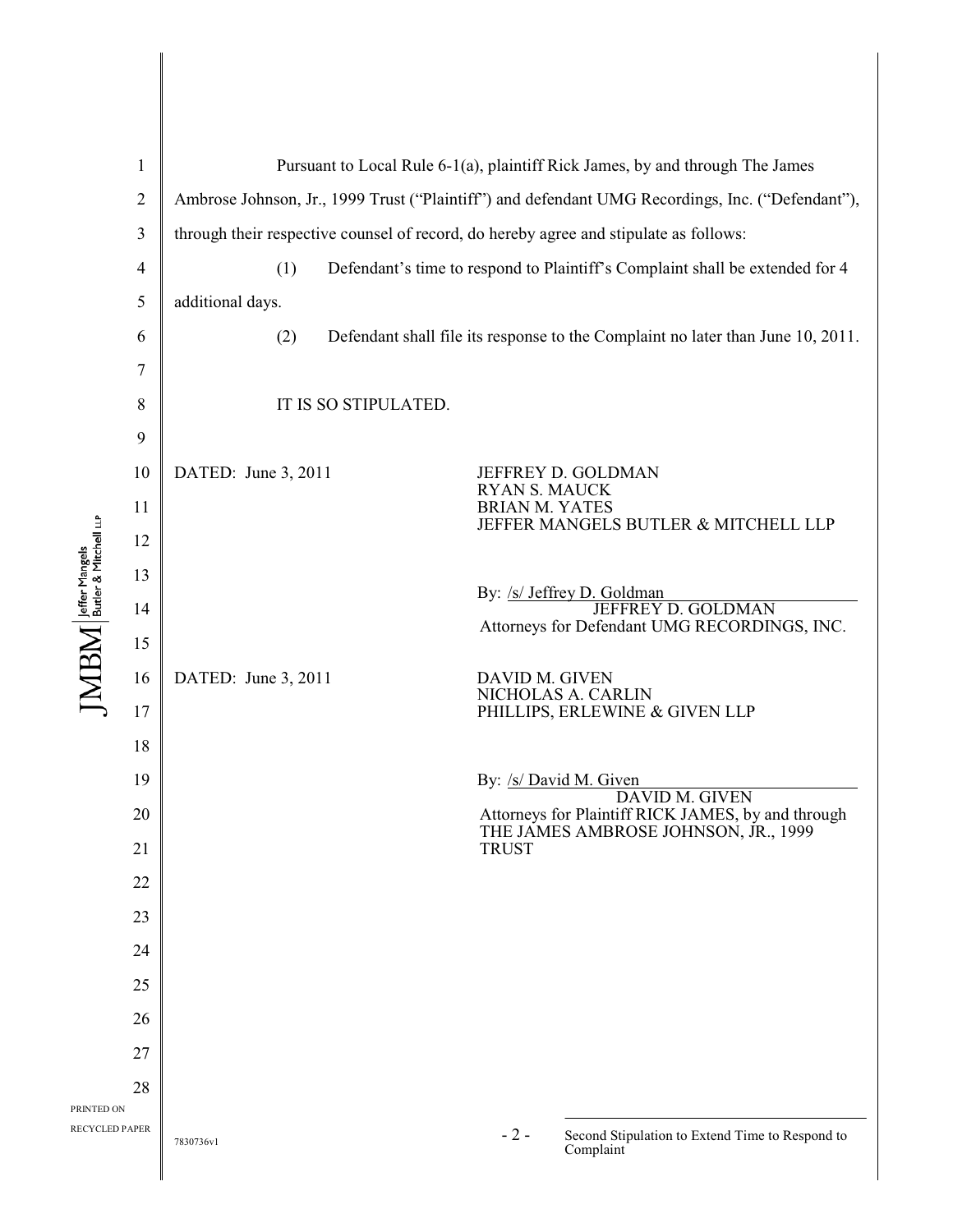Pursuant to Local Rule 6-1(a), plaintiff Rick James, by and through The James Ambrose Johnson, Jr., 1999 Trust ("Plaintiff") and defendant UMG Recordings, Inc. ("Defendant"), through their respective counsel of record, do hereby agree and stipulate as follows:

(1) Defendant's time to respond to Plaintiff's Complaint shall be extended for 4 additional days.

(2) Defendant shall file its response to the Complaint no later than June 10, 2011.

IT IS SO STIPULATED.

DATED: June 3, 2011

JEFFREY D. GOLDMAN
RYAN S. MAUCK
BRIAN M. YATES
JEFFER MANGELS BUTLER & MITCHELL LLP

By: /s/ Jeffrey D. Goldman
JEFFREY D. GOLDMAN
Attorneys for Defendant UMG RECORDINGS, INC.

DATED: June 3, 2011

DAVID M. GIVEN
NICHOLAS A. CARLIN
PHILLIPS, ERLEWINE & GIVEN LLP

By: /s/ David M. Given
DAVID M. GIVEN
Attorneys for Plaintiff RICK JAMES, by and through THE JAMES AMBROSE JOHNSON, JR., 1999 TRUST